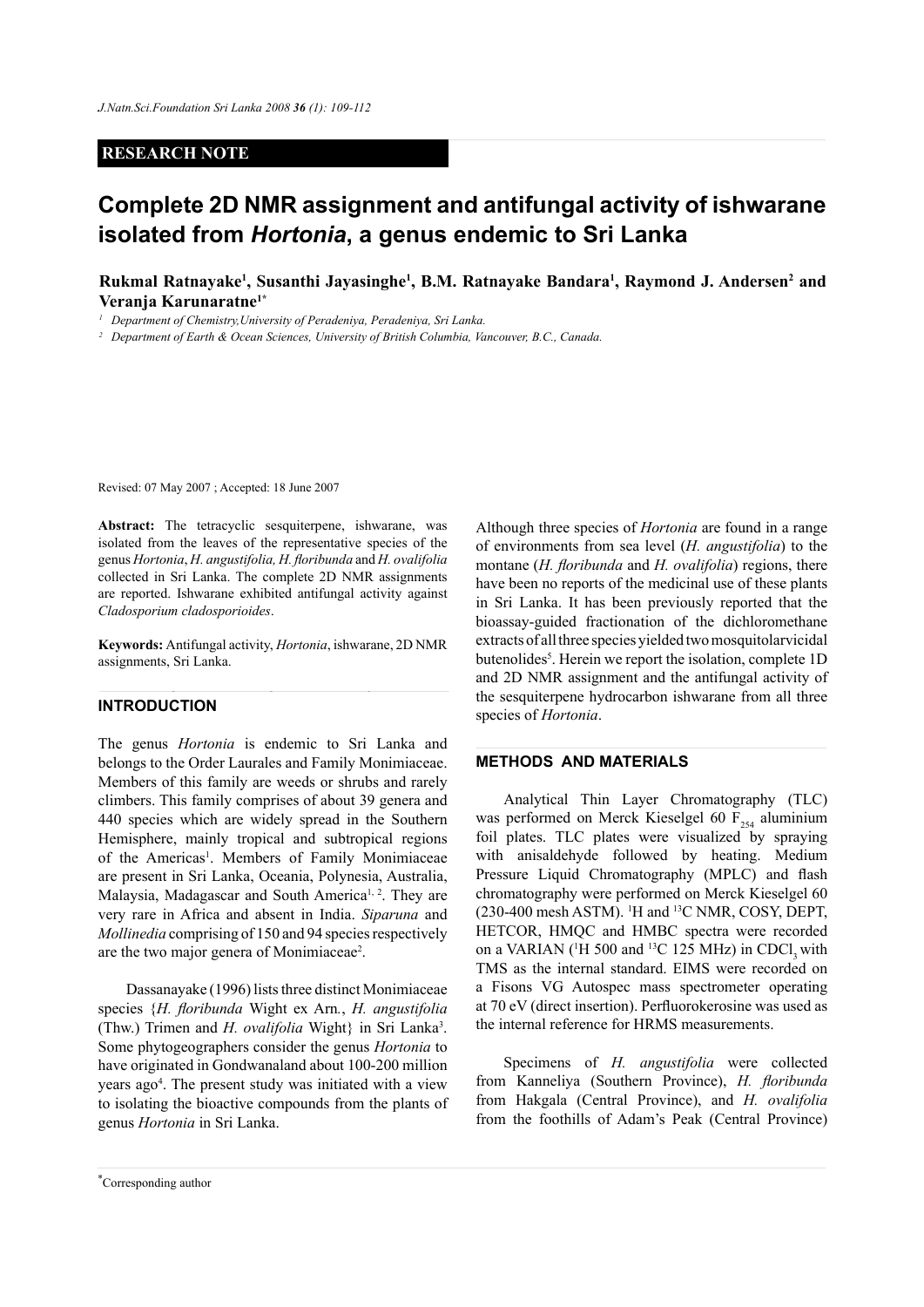**RESEARCH NOTE**

# Complete 2D NMR assignment and antifungal activity of ishwarane isolated from *Hortonia*, a genus endemic to Sri Lanka

**Rukmal Ratnayake[1], Susanthi Jayasinghe[1], B.M. Ratnayake Bandara[1], Raymond J. Andersen[2] and Veranja Karunaratne[1*]**

[1] Department of Chemistry,University of Peradeniya, Peradeniya, Sri Lanka.

[2] Department of Earth & Ocean Sciences, University of British Columbia, Vancouver, B.C., Canada.

Revised: 07 May 2007 ; Accepted: 18 June 2007

**Abstract:** The tetracyclic sesquiterpene, ishwarane, was isolated from the leaves of the representative species of the genus *Hortonia*, *H. angustifolia, H. floribunda* and *H. ovalifolia* collected in Sri Lanka. The complete 2D NMR assignments are reported. Ishwarane exhibited antifungal activity against *Cladosporium cladosporioides*.

**Keywords:** Antifungal activity, *Hortonia*, ishwarane, 2D NMR assignments, Sri Lanka.

## INTRODUCTION

The genus *Hortonia* is endemic to Sri Lanka and belongs to the Order Laurales and Family Monimiaceae. Members of this family are weeds or shrubs and rarely climbers. This family comprises of about 39 genera and 440 species which are widely spread in the Southern Hemisphere, mainly tropical and subtropical regions of the Americas[1]. Members of Family Monimiaceae are present in Sri Lanka, Oceania, Polynesia, Australia, Malaysia, Madagascar and South America[1, 2]. They are very rare in Africa and absent in India. *Siparuna* and *Mollinedia* comprising of 150 and 94 species respectively are the two major genera of Monimiaceae[2].

Dassanayake (1996) lists three distinct Monimiaceae species {*H. floribunda* Wight ex Arn., *H. angustifolia* (Thw.) Trimen and *H. ovalifolia* Wight} in Sri Lanka[3]. Some phytogeographers consider the genus *Hortonia* to have originated in Gondwanaland about 100-200 million years ago[4]. The present study was initiated with a view to isolating the bioactive compounds from the plants of genus *Hortonia* in Sri Lanka.

Although three species of *Hortonia* are found in a range of environments from sea level (*H. angustifolia*) to the montane (*H. floribunda* and *H. ovalifolia*) regions, there have been no reports of the medicinal use of these plants in Sri Lanka. It has been previously reported that the bioassay-guided fractionation of the dichloromethane extracts of all three species yielded two mosquitolarvicidal butenolides[5]. Herein we report the isolation, complete 1D and 2D NMR assignment and the antifungal activity of the sesquiterpene hydrocarbon ishwarane from all three species of *Hortonia*.

## METHODS AND MATERIALS

Analytical Thin Layer Chromatography (TLC) was performed on Merck Kieselgel 60 $F_{254}$ aluminium foil plates. TLC plates were visualized by spraying with anisaldehyde followed by heating. Medium Pressure Liquid Chromatography (MPLC) and flash chromatography were performed on Merck Kieselgel 60 (230-400 mesh ASTM). $^{1}$H and $^{13}$C NMR, COSY, DEPT, HETCOR, HMQC and HMBC spectra were recorded on a VARIAN ($^{1}$H 500 and $^{13}$C 125 MHz) in $CDCl_3$ with TMS as the internal standard. EIMS were recorded on a Fisons VG Autospec mass spectrometer operating at 70 eV (direct insertion). Perfluorokerosine was used as the internal reference for HRMS measurements.

Specimens of *H. angustifolia* were collected from Kanneliya (Southern Province), *H. floribunda* from Hakgala (Central Province), and *H. ovalifolia* from the foothills of Adam's Peak (Central Province)

*Corresponding author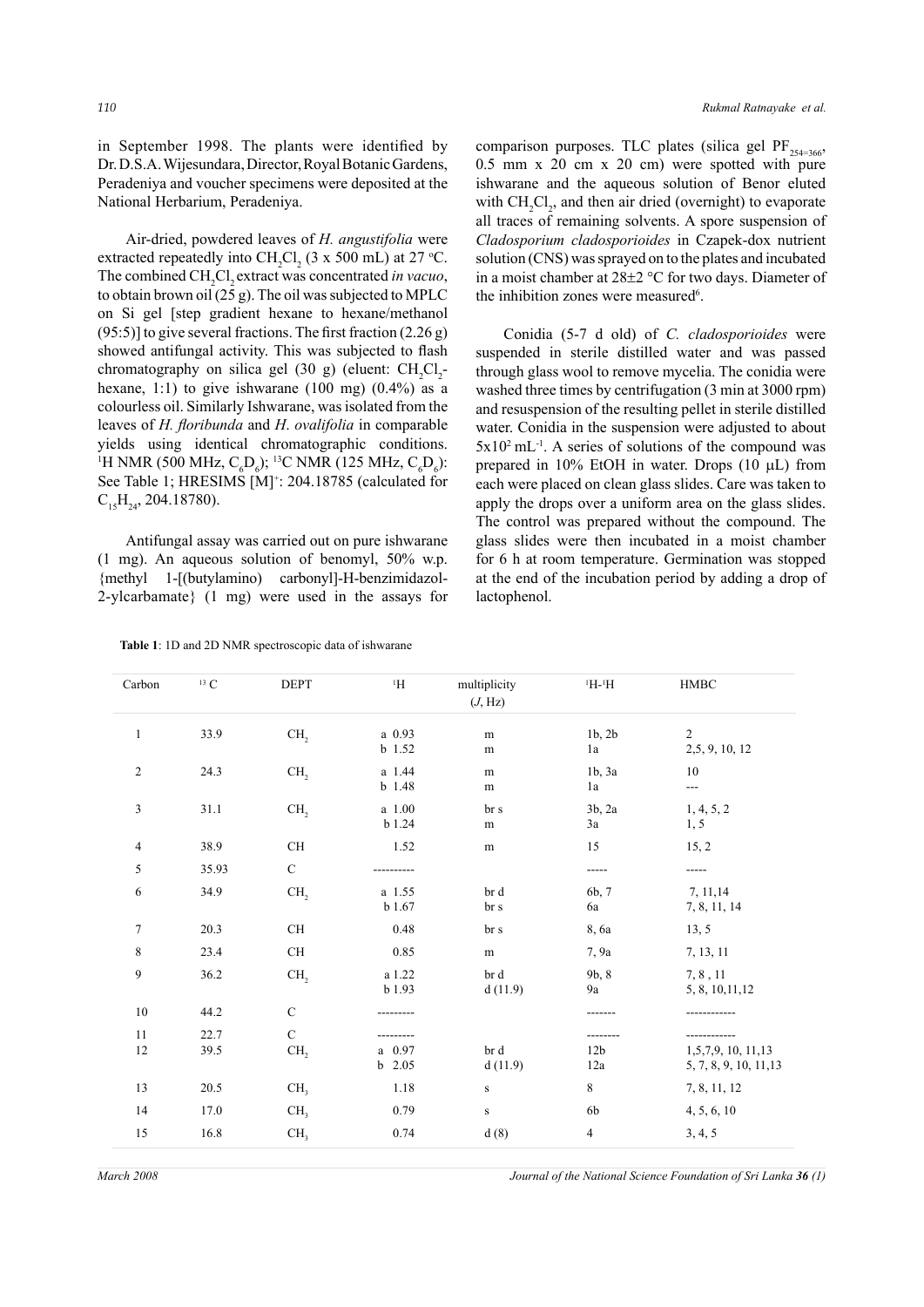in September 1998. The plants were identified by Dr. D.S.A. Wijesundara, Director, Royal Botanic Gardens, Peradeniya and voucher specimens were deposited at the National Herbarium, Peradeniya.

Air-dried, powdered leaves of *H. angustifolia* were extracted repeatedly into $CH_2Cl_2$ (3 x 500 mL) at 27 °C. The combined $CH_2Cl_2$ extract was concentrated *in vacuo*, to obtain brown oil (25 g). The oil was subjected to MPLC on Si gel [step gradient hexane to hexane/methanol (95:5)] to give several fractions. The first fraction (2.26 g) showed antifungal activity. This was subjected to flash chromatography on silica gel (30 g) (eluent: $CH_2Cl_2$-hexane, 1:1) to give ishwarane (100 mg) (0.4%) as a colourless oil. Similarly Ishwarane, was isolated from the leaves of *H. floribunda* and *H. ovalifolia* in comparable yields using identical chromatographic conditions. $^1$H NMR (500 MHz, $C_6D_6$); $^{13}$C NMR (125 MHz, $C_6D_6$): See Table 1; HRESIMS [M]$^+$: 204.18785 (calculated for $C_{15}H_{24}$, 204.18780).

Antifungal assay was carried out on pure ishwarane (1 mg). An aqueous solution of benomyl, 50% w.p. {methyl 1-[(butylamino) carbonyl]-H-benzimidazol-2-ylcarbamate} (1 mg) were used in the assays for comparison purposes. TLC plates (silica gel $PF_{254+366}$, 0.5 mm x 20 cm x 20 cm) were spotted with pure ishwarane and the aqueous solution of Benor eluted with $CH_2Cl_2$, and then air dried (overnight) to evaporate all traces of remaining solvents. A spore suspension of *Cladosporium cladosporioides* in Czapek-dox nutrient solution (CNS) was sprayed on to the plates and incubated in a moist chamber at 28±2 °C for two days. Diameter of the inhibition zones were measured[6].

Conidia (5-7 d old) of *C. cladosporioides* were suspended in sterile distilled water and was passed through glass wool to remove mycelia. The conidia were washed three times by centrifugation (3 min at 3000 rpm) and resuspension of the resulting pellet in sterile distilled water. Conidia in the suspension were adjusted to about $5x10^2$ mL$^{-1}$. A series of solutions of the compound was prepared in 10% EtOH in water. Drops (10 µL) from each were placed on clean glass slides. Care was taken to apply the drops over a uniform area on the glass slides. The control was prepared without the compound. The glass slides were then incubated in a moist chamber for 6 h at room temperature. Germination was stopped at the end of the incubation period by adding a drop of lactophenol.

**Table 1**: 1D and 2D NMR spectroscopic data of ishwarane

| Carbon | $^{13}$C | DEPT | $^1$H | multiplicity ($J$, Hz) | $^1$H-$^1$H | HMBC |
|---|---|---|---|---|---|---|
| 1 | 33.9 | $CH_2$ | a 0.93 | m | 1b, 2b | 2 |
| | | | b 1.52 | m | 1a | 2,5, 9, 10, 12 |
| 2 | 24.3 | $CH_2$ | a 1.44 | m | 1b, 3a | 10 |
| | | | b 1.48 | m | 1a | --- |
| 3 | 31.1 | $CH_2$ | a 1.00 | br s | 3b, 2a | 1, 4, 5, 2 |
| | | | b 1.24 | m | 3a | 1, 5 |
| 4 | 38.9 | CH | 1.52 | m | 15 | 15, 2 |
| 5 | 35.93 | C | ---------- | | ----- | ----- |
| 6 | 34.9 | $CH_2$ | a 1.55 | br d | 6b, 7 | 7, 11,14 |
| | | | b 1.67 | br s | 6a | 7, 8, 11, 14 |
| 7 | 20.3 | CH | 0.48 | br s | 8, 6a | 13, 5 |
| 8 | 23.4 | CH | 0.85 | m | 7, 9a | 7, 13, 11 |
| 9 | 36.2 | $CH_2$ | a 1.22 | br d | 9b, 8 | 7, 8 , 11 |
| | | | b 1.93 | d (11.9) | 9a | 5, 8, 10,11,12 |
| 10 | 44.2 | C | --------- | | ------- | ------------ |
| 11 | 22.7 | C | --------- | | -------- | ------------ |
| 12 | 39.5 | $CH_2$ | a 0.97 | br d | 12b | 1,5,7,9, 10, 11,13 |
| | | | b 2.05 | d (11.9) | 12a | 5, 7, 8, 9, 10, 11,13 |
| 13 | 20.5 | $CH_3$ | 1.18 | s | 8 | 7, 8, 11, 12 |
| 14 | 17.0 | $CH_3$ | 0.79 | s | 6b | 4, 5, 6, 10 |
| 15 | 16.8 | $CH_3$ | 0.74 | d (8) | 4 | 3, 4, 5 |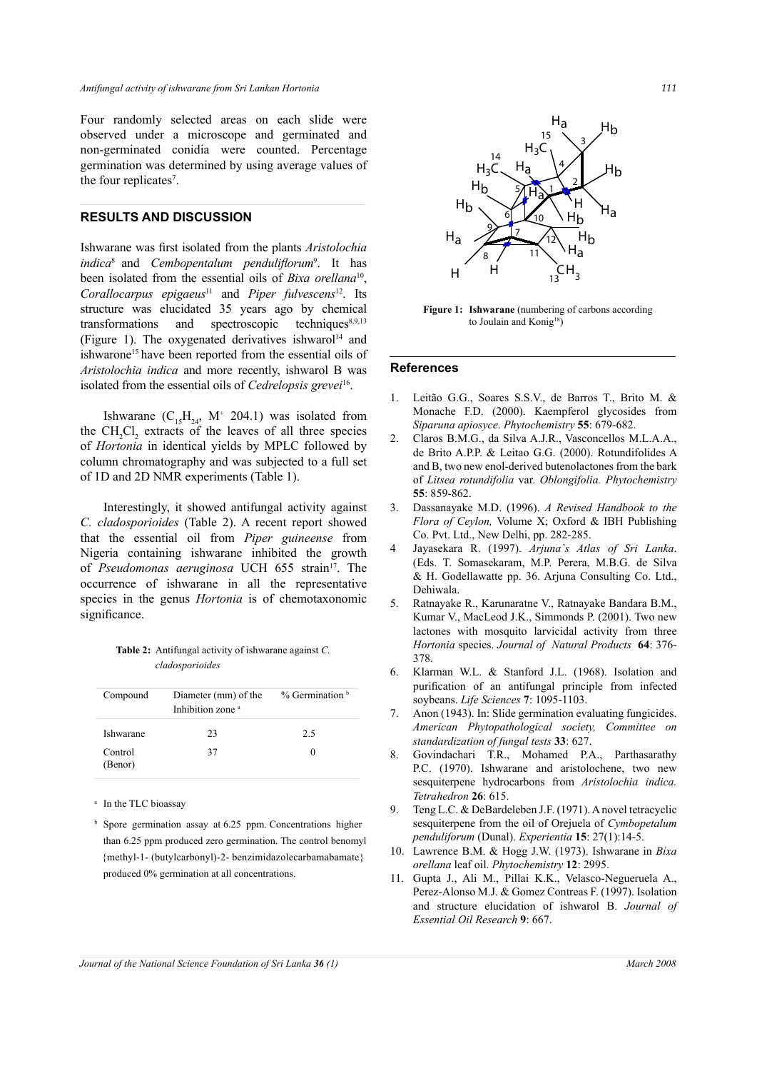Four randomly selected areas on each slide were observed under a microscope and germinated and non-germinated conidia were counted. Percentage germination was determined by using average values of the four replicates[7].

## RESULTS AND DISCUSSION

Ishwarane was first isolated from the plants *Aristolochia indica*[8] and *Cembopentalum penduliflorum*[9]. It has been isolated from the essential oils of *Bixa orellana*[10], *Corallocarpus epigaeus*[11] and *Piper fulvescens*[12]. Its structure was elucidated 35 years ago by chemical transformations and spectroscopic techniques[8,9,13] (Figure 1). The oxygenated derivatives ishwarol[14] and ishwarone[15] have been reported from the essential oils of *Aristolochia indica* and more recently, ishwarol B was isolated from the essential oils of *Cedrelopsis grevei*[16].

Ishwarane ($C_{15}H_{24}$, $M^+$ 204.1) was isolated from the $CH_2Cl_2$ extracts of the leaves of all three species of *Hortonia* in identical yields by MPLC followed by column chromatography and was subjected to a full set of 1D and 2D NMR experiments (Table 1).

Interestingly, it showed antifungal activity against *C. cladosporioides* (Table 2). A recent report showed that the essential oil from *Piper guineense* from Nigeria containing ishwarane inhibited the growth of *Pseudomonas aeruginosa* UCH 655 strain[17]. The occurrence of ishwarane in all the representative species in the genus *Hortonia* is of chemotaxonomic significance.

**Table 2:** Antifungal activity of ishwarane against *C. cladosporioides*

| Compound | Diameter (mm) of the Inhibition zone [a] | % Germination [b] |
|---|---|---|
| Ishwarane | 23 | 2.5 |
| Control (Benor) | 37 | 0 |

[a] In the TLC bioassay

[b] Spore germination assay at 6.25 ppm. Concentrations higher than 6.25 ppm produced zero germination. The control benomyl {methyl-1- (butylcarbonyl)-2- benzimidazolecarbamabamate} produced 0% germination at all concentrations.

**Figure 1: Ishwarane** (numbering of carbons according to Joulain and Konig[18])

## References

1. Leitão G.G., Soares S.S.V., de Barros T., Brito M. & Monache F.D. (2000). Kaempferol glycosides from *Siparuna apiosyce*. *Phytochemistry* **55**: 679-682.
2. Claros B.M.G., da Silva A.J.R., Vasconcellos M.L.A.A., de Brito A.P.P. & Leitao G.G. (2000). Rotundifolides A and B, two new enol-derived butenolactones from the bark of *Litsea rotundifolia* var. *Oblongifolia. Phytochemistry* **55**: 859-862.
3. Dassanayake M.D. (1996). *A Revised Handbook to the Flora of Ceylon,* Volume X; Oxford & IBH Publishing Co. Pvt. Ltd., New Delhi, pp. 282-285.
4. Jayasekara R. (1997). *Arjuna`s Atlas of Sri Lanka*. (Eds. T. Somasekaram, M.P. Perera, M.B.G. de Silva & H. Godellawatte pp. 36. Arjuna Consulting Co. Ltd., Dehiwala.
5. Ratnayake R., Karunaratne V., Ratnayake Bandara B.M., Kumar V., MacLeod J.K., Simmonds P. (2001). Two new lactones with mosquito larvicidal activity from three *Hortonia* species. *Journal of Natural Products* **64**: 376-378.
6. Klarman W.L. & Stanford J.L. (1968). Isolation and purification of an antifungal principle from infected soybeans. *Life Sciences* **7**: 1095-1103.
7. Anon (1943). In: Slide germination evaluating fungicides. *American Phytopathological society, Committee on standardization of fungal tests* **33**: 627.
8. Govindachari T.R., Mohamed P.A., Parthasarathy P.C. (1970). Ishwarane and aristolochene, two new sesquiterpene hydrocarbons from *Aristolochia indica. Tetrahedron* **26**: 615.
9. Teng L.C. & DeBardeleben J.F. (1971). A novel tetracyclic sesquiterpene from the oil of Orejuela of *Cymbopetalum penduliforum* (Dunal). *Experientia* **15**: 27(1):14-5.
10. Lawrence B.M. & Hogg J.W. (1973). Ishwarane in *Bixa orellana* leaf oil. *Phytochemistry* **12**: 2995.
11. Gupta J., Ali M., Pillai K.K., Velasco-Negueruela A., Perez-Alonso M.J. & Gomez Contreas F. (1997). Isolation and structure elucidation of ishwarol B. *Journal of Essential Oil Research* **9**: 667.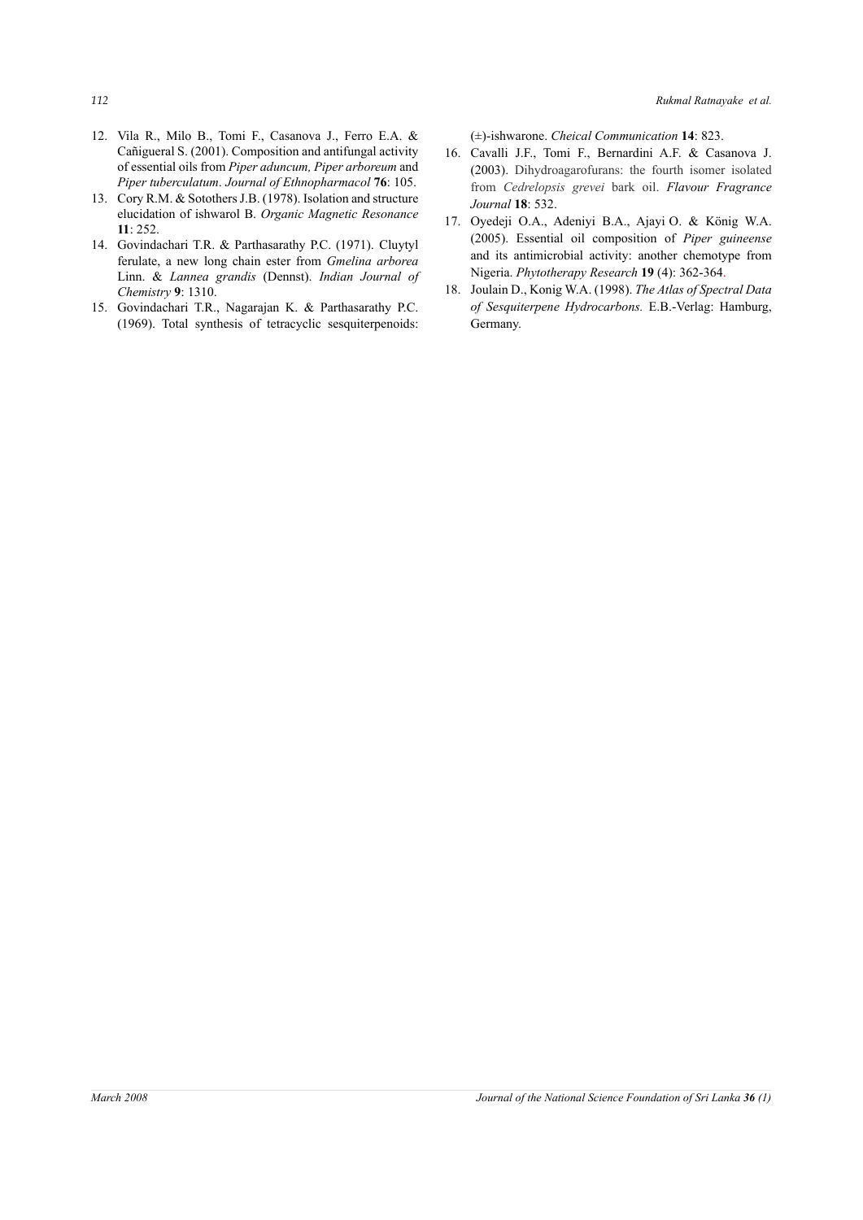12. Vila R., Milo B., Tomi F., Casanova J., Ferro E.A. & Cañigueral S. (2001). Composition and antifungal activity of essential oils from *Piper aduncum, Piper arboreum* and *Piper tuberculatum*. *Journal of Ethnopharmacol* **76**: 105.
13. Cory R.M. & Sotothers J.B. (1978). Isolation and structure elucidation of ishwarol B. *Organic Magnetic Resonance* **11**: 252.
14. Govindachari T.R. & Parthasarathy P.C. (1971). Cluytyl ferulate, a new long chain ester from *Gmelina arborea* Linn. & *Lannea grandis* (Dennst). *Indian Journal of Chemistry* **9**: 1310.
15. Govindachari T.R., Nagarajan K. & Parthasarathy P.C. (1969). Total synthesis of tetracyclic sesquiterpenoids: (±)-ishwarone. *Cheical Communication* **14**: 823.
16. Cavalli J.F., Tomi F., Bernardini A.F. & Casanova J. (2003). Dihydroagarofurans: the fourth isomer isolated from *Cedrelopsis grevei* bark oil. *Flavour Fragrance Journal* **18**: 532.
17. Oyedeji O.A., Adeniyi B.A., Ajayi O. & König W.A. (2005). Essential oil composition of *Piper guineense* and its antimicrobial activity: another chemotype from Nigeria. *Phytotherapy Research* **19** (4): 362-364.
18. Joulain D., Konig W.A. (1998). *The Atlas of Spectral Data of Sesquiterpene Hydrocarbons.* E.B.-Verlag: Hamburg, Germany.